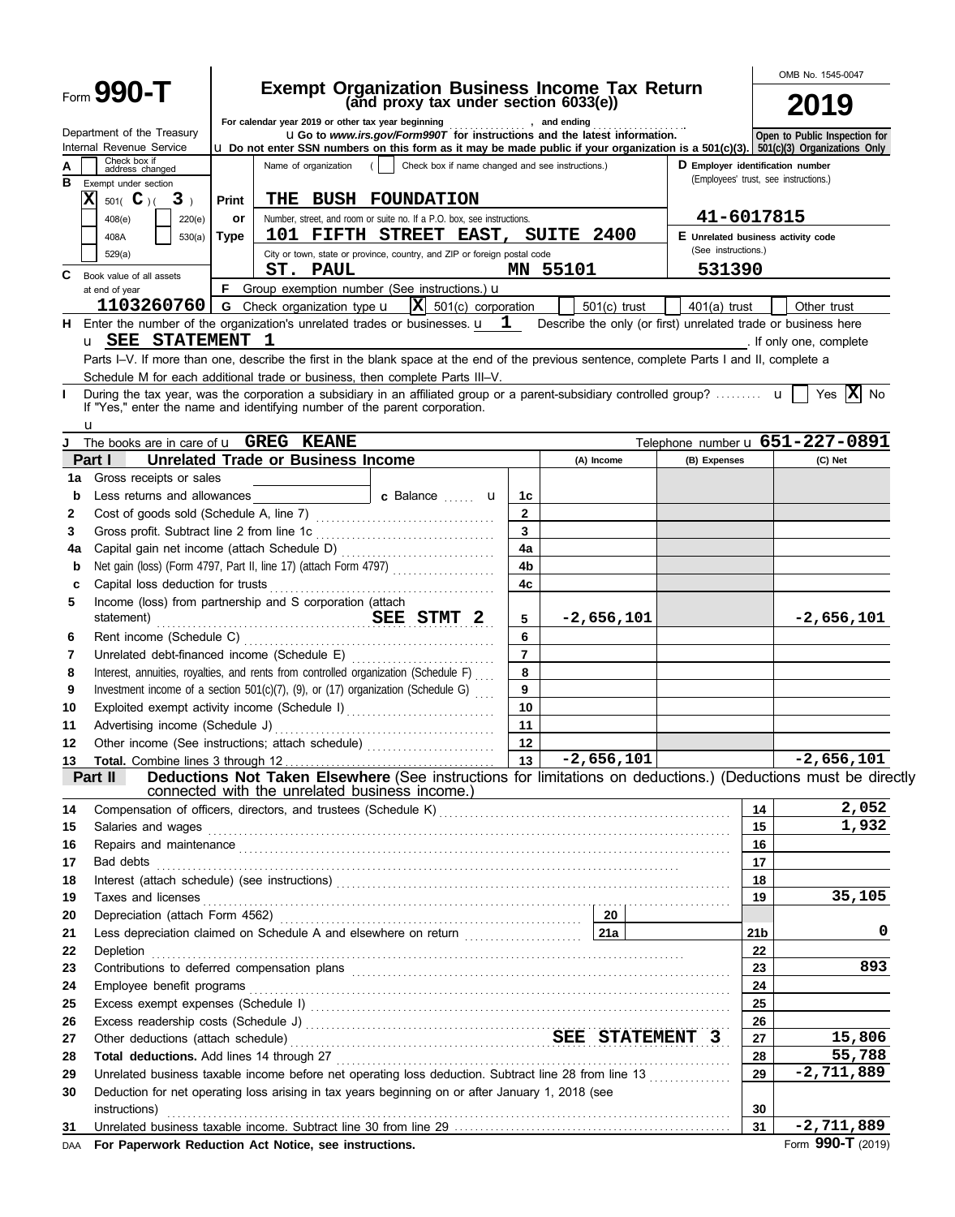Form **990-T**

Department of the Treasury
Internal Revenue Service

# Exempt Organization Business Income Tax Return
## (and proxy tax under section 6033(e))

For calendar year 2019 or other tax year beginning , and ending

u Go to *www.irs.gov/Form990T* for instructions and the latest information.

u Do not enter SSN numbers on this form as it may be made public if your organization is a 501(c)(3).

OMB No. 1545-0047

**2019**

**Open to Public Inspection for 501(c)(3) Organizations Only**

**A** Check box if address changed

**B** Exempt under section
[X] 501( C )( 3 )
[ ] 408(e) [ ] 220(e)
[ ] 408A [ ] 530(a)
[ ] 529(a)

**Print or Type**

Name of organization ( [ ] Check box if name changed and see instructions.)
**THE BUSH FOUNDATION**

Number, street, and room or suite no. If a P.O. box, see instructions.
**101 FIFTH STREET EAST, SUITE 2400**

City or town, state or province, country, and ZIP or foreign postal code
**ST. PAUL MN 55101**

**D** Employer identification number (Employees' trust, see instructions.)
**41-6017815**

**E** Unrelated business activity code (See instructions.)
**531390**

**C** Book value of all assets at end of year
**1103260760**

**F** Group exemption number (See instructions.) u

**G** Check organization type u [X] 501(c) corporation [ ] 501(c) trust [ ] 401(a) trust [ ] Other trust

**H** Enter the number of the organization's unrelated trades or businesses. u **1** Describe the only (or first) unrelated trade or business here u **SEE STATEMENT 1** . If only one, complete Parts I–V. If more than one, describe the first in the blank space at the end of the previous sentence, complete Parts I and II, complete a Schedule M for each additional trade or business, then complete Parts III–V.

**I** During the tax year, was the corporation a subsidiary in an affiliated group or a parent-subsidiary controlled group? u [ ] Yes [X] No
If "Yes," enter the name and identifying number of the parent corporation. u

**J** The books are in care of u **GREG KEANE** Telephone number u **651-227-0891**

## Part I Unrelated Trade or Business Income

| | | | (A) Income | (B) Expenses | (C) Net |
|---|---|---|---|---|---|
| 1a | Gross receipts or sales | | | | |
| b | Less returns and allowances ____ c Balance u | 1c | | | |
| 2 | Cost of goods sold (Schedule A, line 7) | 2 | | | |
| 3 | Gross profit. Subtract line 2 from line 1c | 3 | | | |
| 4a | Capital gain net income (attach Schedule D) | 4a | | | |
| b | Net gain (loss) (Form 4797, Part II, line 17) (attach Form 4797) | 4b | | | |
| c | Capital loss deduction for trusts | 4c | | | |
| 5 | Income (loss) from partnership and S corporation (attach statement) SEE STMT 2 | 5 | -2,656,101 | | -2,656,101 |
| 6 | Rent income (Schedule C) | 6 | | | |
| 7 | Unrelated debt-financed income (Schedule E) | 7 | | | |
| 8 | Interest, annuities, royalties, and rents from controlled organization (Schedule F) | 8 | | | |
| 9 | Investment income of a section 501(c)(7), (9), or (17) organization (Schedule G) | 9 | | | |
| 10 | Exploited exempt activity income (Schedule I) | 10 | | | |
| 11 | Advertising income (Schedule J) | 11 | | | |
| 12 | Other income (See instructions; attach schedule) | 12 | | | |
| 13 | **Total.** Combine lines 3 through 12 | 13 | -2,656,101 | | -2,656,101 |

## Part II Deductions Not Taken Elsewhere (See instructions for limitations on deductions.) (Deductions must be directly connected with the unrelated business income.)

| | | | |
|---|---|---|---|
| 14 | Compensation of officers, directors, and trustees (Schedule K) | 14 | 2,052 |
| 15 | Salaries and wages | 15 | 1,932 |
| 16 | Repairs and maintenance | 16 | |
| 17 | Bad debts | 17 | |
| 18 | Interest (attach schedule) (see instructions) | 18 | |
| 19 | Taxes and licenses | 19 | 35,105 |
| 20 | Depreciation (attach Form 4562) — 20 | | |
| 21 | Less depreciation claimed on Schedule A and elsewhere on return — 21a | 21b | 0 |
| 22 | Depletion | 22 | |
| 23 | Contributions to deferred compensation plans | 23 | 893 |
| 24 | Employee benefit programs | 24 | |
| 25 | Excess exempt expenses (Schedule I) | 25 | |
| 26 | Excess readership costs (Schedule J) | 26 | |
| 27 | Other deductions (attach schedule) SEE STATEMENT 3 | 27 | 15,806 |
| 28 | **Total deductions.** Add lines 14 through 27 | 28 | 55,788 |
| 29 | Unrelated business taxable income before net operating loss deduction. Subtract line 28 from line 13 | 29 | -2,711,889 |
| 30 | Deduction for net operating loss arising in tax years beginning on or after January 1, 2018 (see instructions) | 30 | |
| 31 | Unrelated business taxable income. Subtract line 30 from line 29 | 31 | -2,711,889 |

DAA **For Paperwork Reduction Act Notice, see instructions.** Form **990-T** (2019)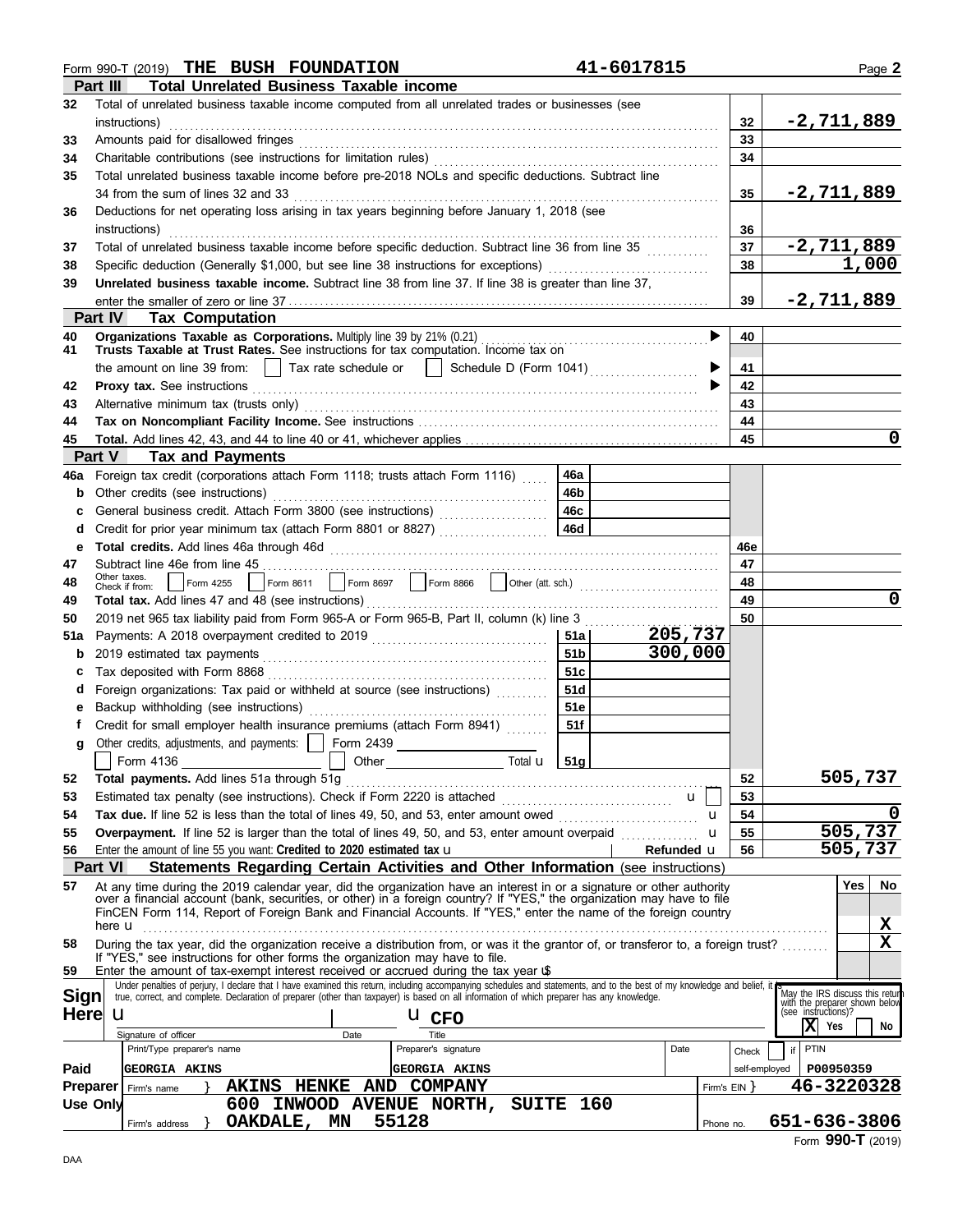Form 990-T (2019) **THE BUSH FOUNDATION** **41-6017815** Page **2**

## Part III Total Unrelated Business Taxable income

| | | | |
|---|---|---|---|
| 32 | Total of unrelated business taxable income computed from all unrelated trades or businesses (see instructions) | 32 | -2,711,889 |
| 33 | Amounts paid for disallowed fringes | 33 | |
| 34 | Charitable contributions (see instructions for limitation rules) | 34 | |
| 35 | Total unrelated business taxable income before pre-2018 NOLs and specific deductions. Subtract line 34 from the sum of lines 32 and 33 | 35 | -2,711,889 |
| 36 | Deductions for net operating loss arising in tax years beginning before January 1, 2018 (see instructions) | 36 | |
| 37 | Total of unrelated business taxable income before specific deduction. Subtract line 36 from line 35 | 37 | -2,711,889 |
| 38 | Specific deduction (Generally $1,000, but see line 38 instructions for exceptions) | 38 | 1,000 |
| 39 | **Unrelated business taxable income.** Subtract line 38 from line 37. If line 38 is greater than line 37, enter the smaller of zero or line 37 | 39 | -2,711,889 |

## Part IV Tax Computation

| | | | |
|---|---|---|---|
| 40 | **Organizations Taxable as Corporations.** Multiply line 39 by 21% (0.21) | 40 | |
| 41 | **Trusts Taxable at Trust Rates.** See instructions for tax computation. Income tax on the amount on line 39 from: ☐ Tax rate schedule or ☐ Schedule D (Form 1041) | 41 | |
| 42 | **Proxy tax.** See instructions | 42 | |
| 43 | Alternative minimum tax (trusts only) | 43 | |
| 44 | **Tax on Noncompliant Facility Income.** See instructions | 44 | |
| 45 | **Total.** Add lines 42, 43, and 44 to line 40 or 41, whichever applies | 45 | 0 |

## Part V Tax and Payments

| | | | | | |
|---|---|---|---|---|---|
| 46a | Foreign tax credit (corporations attach Form 1118; trusts attach Form 1116) | 46a | | | |
| b | Other credits (see instructions) | 46b | | | |
| c | General business credit. Attach Form 3800 (see instructions) | 46c | | | |
| d | Credit for prior year minimum tax (attach Form 8801 or 8827) | 46d | | | |
| e | **Total credits.** Add lines 46a through 46d | | | 46e | |
| 47 | Subtract line 46e from line 45 | | | 47 | |
| 48 | Other taxes. Check if from: ☐ Form 4255 ☐ Form 8611 ☐ Form 8697 ☐ Form 8866 ☐ Other (att. sch.) | | | 48 | |
| 49 | **Total tax.** Add lines 47 and 48 (see instructions) | | | 49 | 0 |
| 50 | 2019 net 965 tax liability paid from Form 965-A or Form 965-B, Part II, column (k) line 3 | | | 50 | |
| 51a | Payments: A 2018 overpayment credited to 2019 | 51a | 205,737 | | |
| b | 2019 estimated tax payments | 51b | 300,000 | | |
| c | Tax deposited with Form 8868 | 51c | | | |
| d | Foreign organizations: Tax paid or withheld at source (see instructions) | 51d | | | |
| e | Backup withholding (see instructions) | 51e | | | |
| f | Credit for small employer health insurance premiums (attach Form 8941) | 51f | | | |
| g | Other credits, adjustments, and payments: ☐ Form 2439 ____ ☐ Form 4136 ____ ☐ Other ____ Total | 51g | | | |
| 52 | **Total payments.** Add lines 51a through 51g | | | 52 | 505,737 |
| 53 | Estimated tax penalty (see instructions). Check if Form 2220 is attached ☐ | | | 53 | |
| 54 | **Tax due.** If line 52 is less than the total of lines 49, 50, and 53, enter amount owed | | | 54 | 0 |
| 55 | **Overpayment.** If line 52 is larger than the total of lines 49, 50, and 53, enter amount overpaid | | | 55 | 505,737 |
| 56 | Enter the amount of line 55 you want: **Credited to 2020 estimated tax** | Refunded | | 56 | 505,737 |

## Part VI Statements Regarding Certain Activities and Other Information (see instructions)

| | | Yes | No |
|---|---|---|---|
| 57 | At any time during the 2019 calendar year, did the organization have an interest in or a signature or other authority over a financial account (bank, securities, or other) in a foreign country? If "YES," the organization may have to file FinCEN Form 114, Report of Foreign Bank and Financial Accounts. If "YES," enter the name of the foreign country here | | X |
| 58 | During the tax year, did the organization receive a distribution from, or was it the grantor of, or transferor to, a foreign trust? If "YES," see instructions for other forms the organization may have to file. | | X |
| 59 | Enter the amount of tax-exempt interest received or accrued during the tax year $ | | |

**Sign Here**

Under penalties of perjury, I declare that I have examined this return, including accompanying schedules and statements, and to the best of my knowledge and belief, it is true, correct, and complete. Declaration of preparer (other than taxpayer) is based on all information of which preparer has any knowledge.

Signature of officer ____ Date ____ Title: **CFO**

May the IRS discuss this return with the preparer shown below (see instructions)? ☒ Yes ☐ No

**Paid Preparer Use Only**

| Print/Type preparer's name | Preparer's signature | Date | Check ☐ if self-employed | PTIN |
|---|---|---|---|---|
| GEORGIA AKINS | GEORGIA AKINS | | | P00950359 |

Firm's name: **AKINS HENKE AND COMPANY** Firm's EIN: **46-3220328**

Firm's address: **600 INWOOD AVENUE NORTH, SUITE 160, OAKDALE, MN 55128** Phone no. **651-636-3806**

Form **990-T** (2019)

DAA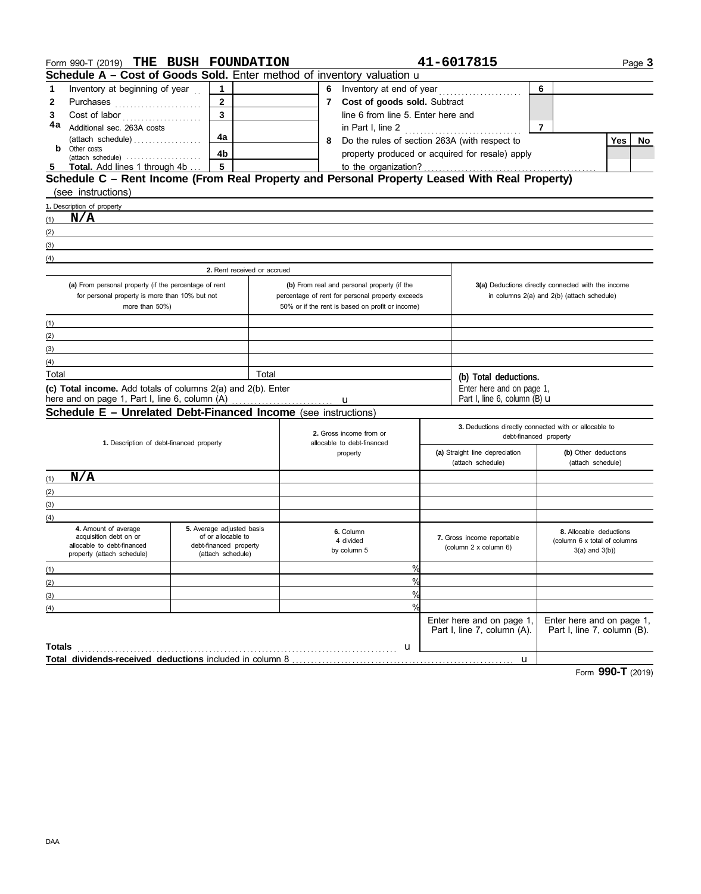Form 990-T (2019) **THE BUSH FOUNDATION** **41-6017815** Page **3**

## Schedule A – Cost of Goods Sold. Enter method of inventory valuation

| | | | | | | | |
|---|---|---|---|---|---|---|---|
| **1** | Inventory at beginning of year | 1 | | **6** | Inventory at end of year | 6 | |
| **2** | Purchases | 2 | | **7** | **Cost of goods sold.** Subtract line 6 from line 5. Enter here and in Part I, line 2 | 7 | |
| **3** | Cost of labor | 3 | | | | | |
| **4a** | Additional sec. 263A costs (attach schedule) | 4a | | **8** | Do the rules of section 263A (with respect to property produced or acquired for resale) apply to the organization? | Yes | No |
| **b** | Other costs (attach schedule) | 4b | | | | | |
| **5** | **Total.** Add lines 1 through 4b | 5 | | | | | |

## Schedule C – Rent Income (From Real Property and Personal Property Leased With Real Property) (see instructions)

**1.** Description of property

(1) **N/A**

(2)

(3)

(4)

| | 2. Rent received or accrued | | |
|---|---|---|---|
| | **(a)** From personal property (if the percentage of rent for personal property is more than 10% but not more than 50%) | **(b)** From real and personal property (if the percentage of rent for personal property exceeds 50% or if the rent is based on profit or income) | **3(a)** Deductions directly connected with the income in columns 2(a) and 2(b) (attach schedule) |
| (1) | | | |
| (2) | | | |
| (3) | | | |
| (4) | | | |
| Total | | Total | **(b) Total deductions.** Enter here and on page 1, Part I, line 6, column (B) |

**(c) Total income.** Add totals of columns 2(a) and 2(b). Enter here and on page 1, Part I, line 6, column (A)

## Schedule E – Unrelated Debt-Financed Income (see instructions)

| | **1.** Description of debt-financed property | **2.** Gross income from or allocable to debt-financed property | **3.** Deductions directly connected with or allocable to debt-financed property: **(a)** Straight line depreciation (attach schedule) | **(b)** Other deductions (attach schedule) |
|---|---|---|---|---|
| (1) | **N/A** | | | |
| (2) | | | | |
| (3) | | | | |
| (4) | | | | |

| | **4.** Amount of average acquisition debt on or allocable to debt-financed property (attach schedule) | **5.** Average adjusted basis of or allocable to debt-financed property (attach schedule) | **6.** Column 4 divided by column 5 | **7.** Gross income reportable (column 2 x column 6) | **8.** Allocable deductions (column 6 x total of columns 3(a) and 3(b)) |
|---|---|---|---|---|---|
| (1) | | | % | | |
| (2) | | | % | | |
| (3) | | | % | | |
| (4) | | | % | | |
| | | | | Enter here and on page 1, Part I, line 7, column (A). | Enter here and on page 1, Part I, line 7, column (B). |
| **Totals** | | | | | |
| **Total dividends-received deductions** included in column 8 | | | | | |

Form **990-T** (2019)

DAA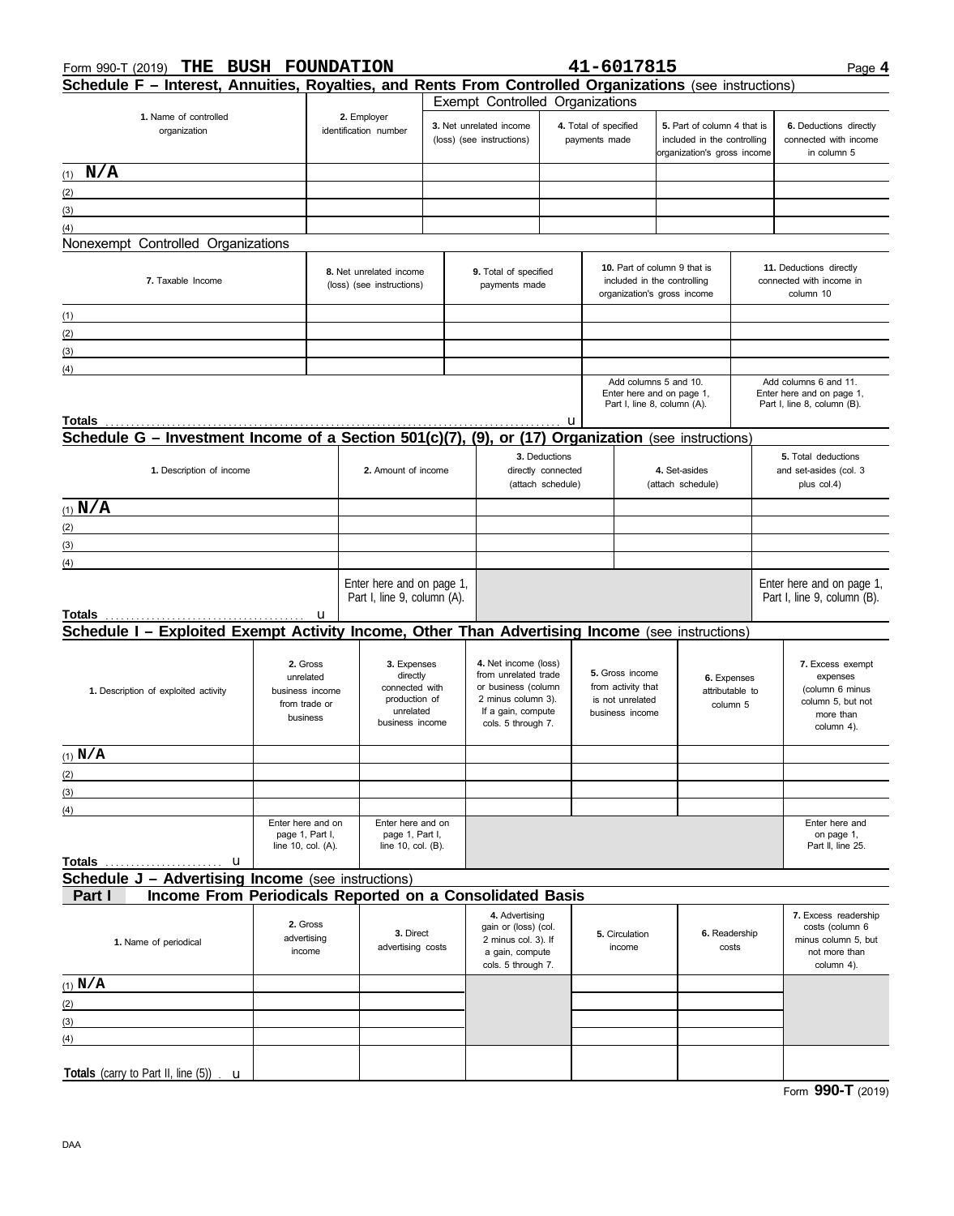Form 990-T (2019) **THE BUSH FOUNDATION** **41-6017815** Page **4**

## Schedule F – Interest, Annuities, Royalties, and Rents From Controlled Organizations (see instructions)

Exempt Controlled Organizations

| 1. Name of controlled organization | 2. Employer identification number | 3. Net unrelated income (loss) (see instructions) | 4. Total of specified payments made | 5. Part of column 4 that is included in the controlling organization's gross income | 6. Deductions directly connected with income in column 5 |
|---|---|---|---|---|---|
| (1) **N/A** | | | | | |
| (2) | | | | | |
| (3) | | | | | |
| (4) | | | | | |

Nonexempt Controlled Organizations

| 7. Taxable Income | 8. Net unrelated income (loss) (see instructions) | 9. Total of specified payments made | 10. Part of column 9 that is included in the controlling organization's gross income | 11. Deductions directly connected with income in column 10 |
|---|---|---|---|---|
| (1) | | | | |
| (2) | | | | |
| (3) | | | | |
| (4) | | | | |
| | | | Add columns 5 and 10. Enter here and on page 1, Part I, line 8, column (A). | Add columns 6 and 11. Enter here and on page 1, Part I, line 8, column (B). |
| **Totals** u | | | | |

## Schedule G – Investment Income of a Section 501(c)(7), (9), or (17) Organization (see instructions)

| 1. Description of income | 2. Amount of income | 3. Deductions directly connected (attach schedule) | 4. Set-asides (attach schedule) | 5. Total deductions and set-asides (col. 3 plus col.4) |
|---|---|---|---|---|
| (1) **N/A** | | | | |
| (2) | | | | |
| (3) | | | | |
| (4) | | | | |
| | Enter here and on page 1, Part I, line 9, column (A). | | | Enter here and on page 1, Part I, line 9, column (B). |
| **Totals** u | | | | |

## Schedule I – Exploited Exempt Activity Income, Other Than Advertising Income (see instructions)

| 1. Description of exploited activity | 2. Gross unrelated business income from trade or business | 3. Expenses directly connected with production of unrelated business income | 4. Net income (loss) from unrelated trade or business (column 2 minus column 3). If a gain, compute cols. 5 through 7. | 5. Gross income from activity that is not unrelated business income | 6. Expenses attributable to column 5 | 7. Excess exempt expenses (column 6 minus column 5, but not more than column 4). |
|---|---|---|---|---|---|---|
| (1) **N/A** | | | | | | |
| (2) | | | | | | |
| (3) | | | | | | |
| (4) | | | | | | |
| | Enter here and on page 1, Part I, line 10, col. (A). | Enter here and on page 1, Part I, line 10, col. (B). | | | | Enter here and on page 1, Part II, line 25. |
| **Totals** u | | | | | | |

## Schedule J – Advertising Income (see instructions)

### Part I Income From Periodicals Reported on a Consolidated Basis

| 1. Name of periodical | 2. Gross advertising income | 3. Direct advertising costs | 4. Advertising gain or (loss) (col. 2 minus col. 3). If a gain, compute cols. 5 through 7. | 5. Circulation income | 6. Readership costs | 7. Excess readership costs (column 6 minus column 5, but not more than column 4). |
|---|---|---|---|---|---|---|
| (1) **N/A** | | | | | | |
| (2) | | | | | | |
| (3) | | | | | | |
| (4) | | | | | | |
| **Totals** (carry to Part II, line (5)) u | | | | | | |

Form **990-T** (2019)

DAA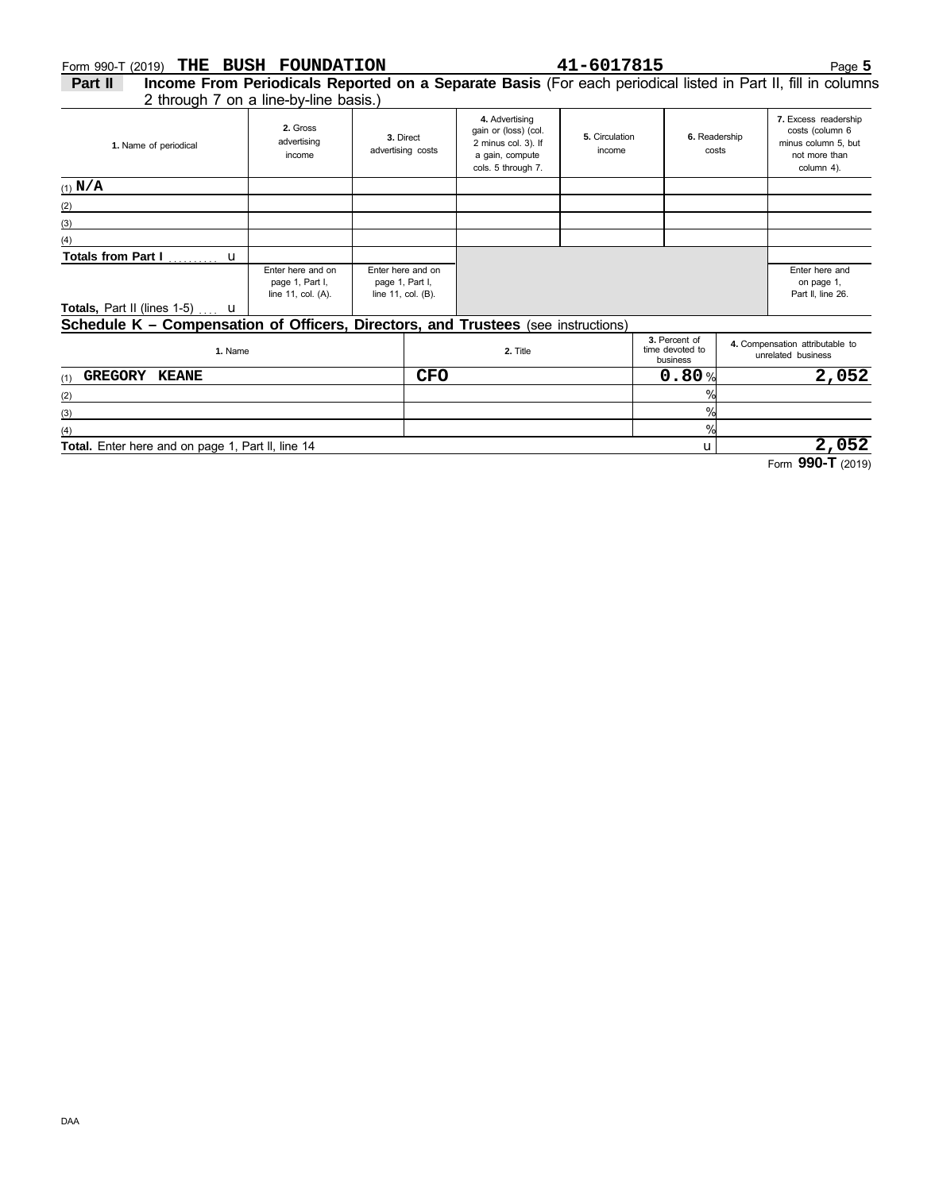Form 990-T (2019) **THE BUSH FOUNDATION** **41-6017815** Page **5**

**Part II** **Income From Periodicals Reported on a Separate Basis** (For each periodical listed in Part II, fill in columns 2 through 7 on a line-by-line basis.)

| 1. Name of periodical | 2. Gross advertising income | 3. Direct advertising costs | 4. Advertising gain or (loss) (col. 2 minus col. 3). If a gain, compute cols. 5 through 7. | 5. Circulation income | 6. Readership costs | 7. Excess readership costs (column 6 minus column 5, but not more than column 4). |
|---|---|---|---|---|---|---|
| (1) **N/A** | | | | | | |
| (2) | | | | | | |
| (3) | | | | | | |
| (4) | | | | | | |
| **Totals from Part I** . . . . . . . . . . u | | | | | | |
| **Totals,** Part II (lines 1-5) . . . . u | Enter here and on page 1, Part I, line 11, col. (A). | Enter here and on page 1, Part I, line 11, col. (B). | | | | Enter here and on page 1, Part II, line 26. |

**Schedule K – Compensation of Officers, Directors, and Trustees** (see instructions)

| 1. Name | 2. Title | 3. Percent of time devoted to business | 4. Compensation attributable to unrelated business |
|---|---|---|---|
| (1) **GREGORY KEANE** | **CFO** | **0.80** % | **2,052** |
| (2) | | % | |
| (3) | | % | |
| (4) | | % | |
| **Total.** Enter here and on page 1, Part II, line 14 | | u | **2,052** |

Form **990-T** (2019)

DAA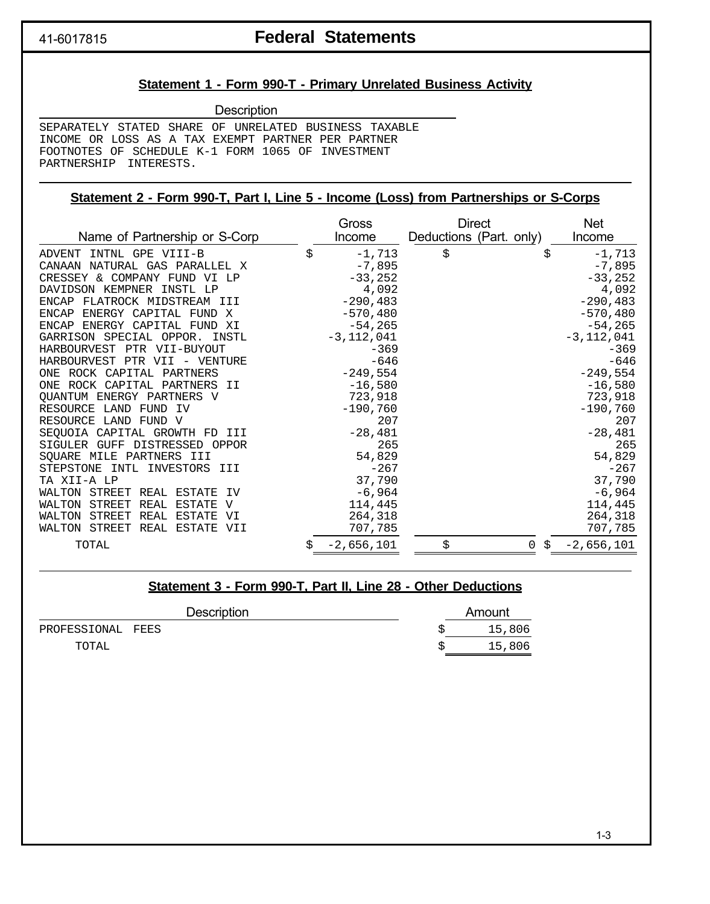41-6017815

# Federal Statements

## Statement 1 - Form 990-T - Primary Unrelated Business Activity

| Description |
|---|
| SEPARATELY STATED SHARE OF UNRELATED BUSINESS TAXABLE INCOME OR LOSS AS A TAX EXEMPT PARTNER PER PARTNER FOOTNOTES OF SCHEDULE K-1 FORM 1065 OF INVESTMENT PARTNERSHIP INTERESTS. |

## Statement 2 - Form 990-T, Part I, Line 5 - Income (Loss) from Partnerships or S-Corps

| Name of Partnership or S-Corp | Gross Income | Direct Deductions (Part. only) | Net Income |
|---|---|---|---|
| ADVENT INTNL GPE VIII-B | $ -1,713 | $ | $ -1,713 |
| CANAAN NATURAL GAS PARALLEL X | -7,895 | | -7,895 |
| CRESSEY & COMPANY FUND VI LP | -33,252 | | -33,252 |
| DAVIDSON KEMPNER INSTL LP | 4,092 | | 4,092 |
| ENCAP FLATROCK MIDSTREAM III | -290,483 | | -290,483 |
| ENCAP ENERGY CAPITAL FUND X | -570,480 | | -570,480 |
| ENCAP ENERGY CAPITAL FUND XI | -54,265 | | -54,265 |
| GARRISON SPECIAL OPPOR. INSTL | -3,112,041 | | -3,112,041 |
| HARBOURVEST PTR VII-BUYOUT | -369 | | -369 |
| HARBOURVEST PTR VII - VENTURE | -646 | | -646 |
| ONE ROCK CAPITAL PARTNERS | -249,554 | | -249,554 |
| ONE ROCK CAPITAL PARTNERS II | -16,580 | | -16,580 |
| QUANTUM ENERGY PARTNERS V | 723,918 | | 723,918 |
| RESOURCE LAND FUND IV | -190,760 | | -190,760 |
| RESOURCE LAND FUND V | 207 | | 207 |
| SEQUOIA CAPITAL GROWTH FD III | -28,481 | | -28,481 |
| SIGULER GUFF DISTRESSED OPPOR | 265 | | 265 |
| SQUARE MILE PARTNERS III | 54,829 | | 54,829 |
| STEPSTONE INTL INVESTORS III | -267 | | -267 |
| TA XII-A LP | 37,790 | | 37,790 |
| WALTON STREET REAL ESTATE IV | -6,964 | | -6,964 |
| WALTON STREET REAL ESTATE V | 114,445 | | 114,445 |
| WALTON STREET REAL ESTATE VI | 264,318 | | 264,318 |
| WALTON STREET REAL ESTATE VII | 707,785 | | 707,785 |
| TOTAL | $ -2,656,101 | $ 0 | $ -2,656,101 |

## Statement 3 - Form 990-T, Part II, Line 28 - Other Deductions

| Description | Amount |
|---|---|
| PROFESSIONAL FEES | $ 15,806 |
| TOTAL | $ 15,806 |